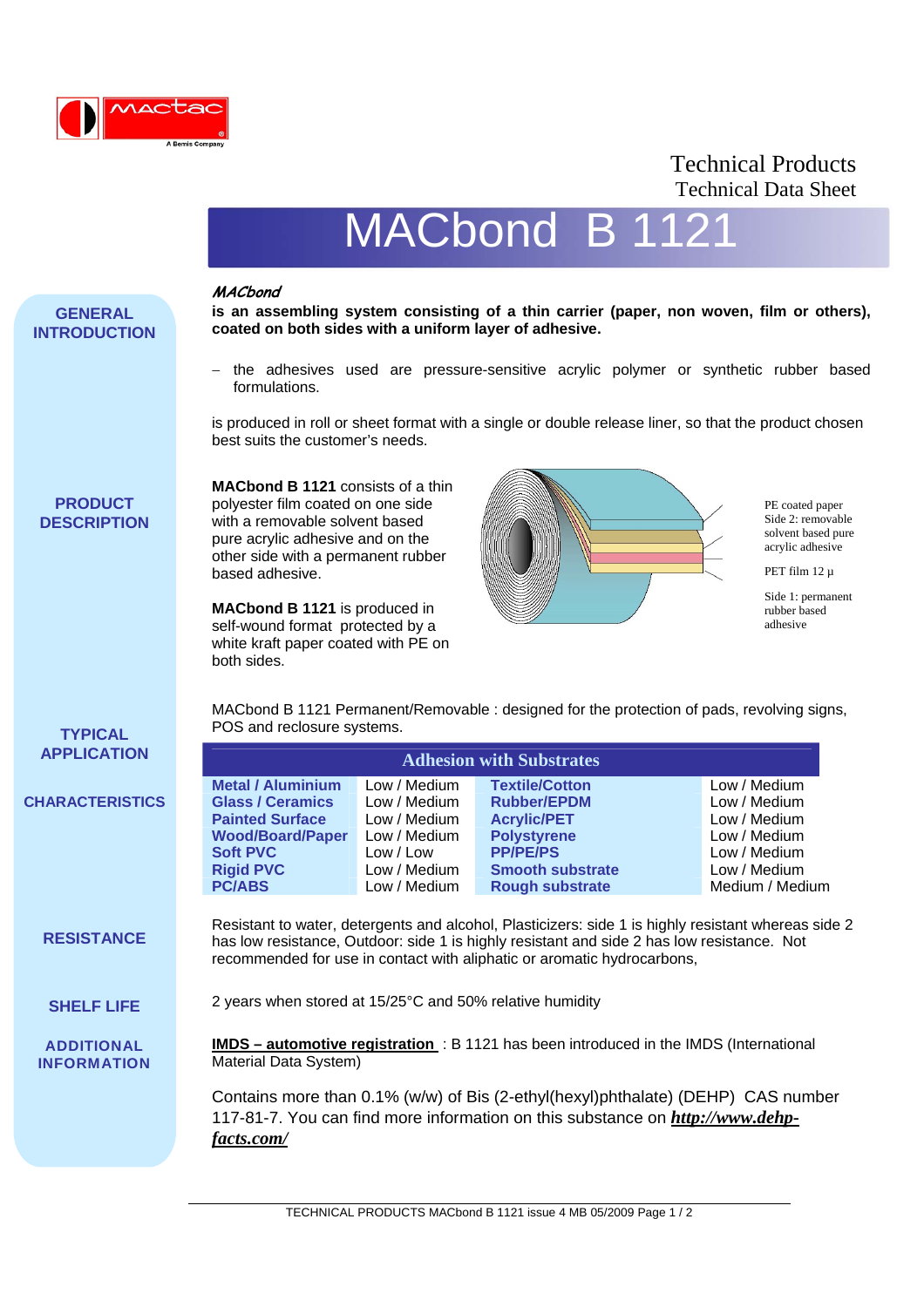Technical Products
Technical Data Sheet

# MACbond B 1121

## GENERAL INTRODUCTION

***MACbond***

**is an assembling system consisting of a thin carrier (paper, non woven, film or others), coated on both sides with a uniform layer of adhesive.**

- the adhesives used are pressure-sensitive acrylic polymer or synthetic rubber based formulations.

is produced in roll or sheet format with a single or double release liner, so that the product chosen best suits the customer's needs.

## PRODUCT DESCRIPTION

**MACbond B 1121** consists of a thin polyester film coated on one side with a removable solvent based pure acrylic adhesive and on the other side with a permanent rubber based adhesive.

**MACbond B 1121** is produced in self-wound format protected by a white kraft paper coated with PE on both sides.

PE coated paper
Side 2: removable solvent based pure acrylic adhesive

PET film 12 µ

Side 1: permanent rubber based adhesive

## TYPICAL APPLICATION

MACbond B 1121 Permanent/Removable : designed for the protection of pads, revolving signs, POS and reclosure systems.

## CHARACTERISTICS

| Adhesion with Substrates | | | |
|---|---|---|---|
| **Metal / Aluminium** | Low / Medium | **Textile/Cotton** | Low / Medium |
| **Glass / Ceramics** | Low / Medium | **Rubber/EPDM** | Low / Medium |
| **Painted Surface** | Low / Medium | **Acrylic/PET** | Low / Medium |
| **Wood/Board/Paper** | Low / Medium | **Polystyrene** | Low / Medium |
| **Soft PVC** | Low / Low | **PP/PE/PS** | Low / Medium |
| **Rigid PVC** | Low / Medium | **Smooth substrate** | Low / Medium |
| **PC/ABS** | Low / Medium | **Rough substrate** | Medium / Medium |

## RESISTANCE

Resistant to water, detergents and alcohol, Plasticizers: side 1 is highly resistant whereas side 2 has low resistance, Outdoor: side 1 is highly resistant and side 2 has low resistance. Not recommended for use in contact with aliphatic or aromatic hydrocarbons,

## SHELF LIFE

2 years when stored at 15/25°C and 50% relative humidity

## ADDITIONAL INFORMATION

**IMDS – automotive registration** : B 1121 has been introduced in the IMDS (International Material Data System)

Contains more than 0.1% (w/w) of Bis (2-ethyl(hexyl)phthalate) (DEHP) CAS number 117-81-7. You can find more information on this substance on ***http://www.dehp-facts.com/***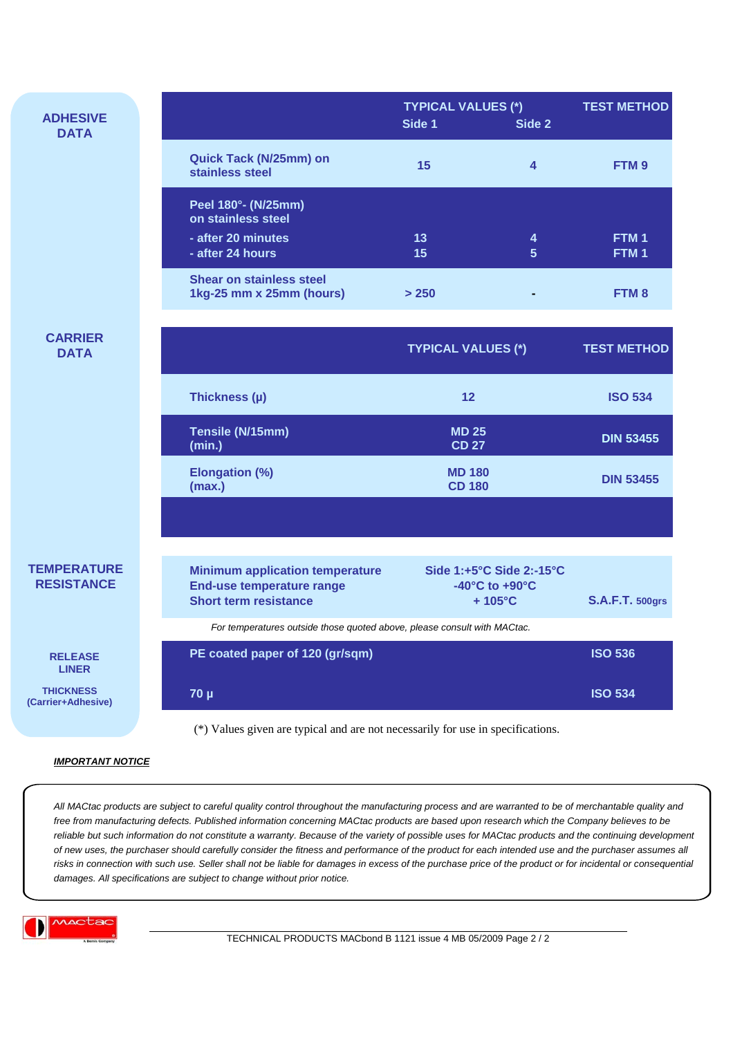## ADHESIVE DATA

| | TYPICAL VALUES (*) Side 1 | Side 2 | TEST METHOD |
|---|---|---|---|
| Quick Tack (N/25mm) on stainless steel | 15 | 4 | FTM 9 |
| Peel 180°- (N/25mm) on stainless steel | | | |
| - after 20 minutes | 13 | 4 | FTM 1 |
| - after 24 hours | 15 | 5 | FTM 1 |
| Shear on stainless steel 1kg-25 mm x 25mm (hours) | > 250 | - | FTM 8 |

## CARRIER DATA

| | TYPICAL VALUES (*) | TEST METHOD |
|---|---|---|
| Thickness (μ) | 12 | ISO 534 |
| Tensile (N/15mm) (min.) | MD 25<br>CD 27 | DIN 53455 |
| Elongation (%) (max.) | MD 180<br>CD 180 | DIN 53455 |

## TEMPERATURE RESISTANCE

| | | |
|---|---|---|
| Minimum application temperature | Side 1:+5°C Side 2:-15°C | |
| End-use temperature range | -40°C to +90°C | |
| Short term resistance | + 105°C | S.A.F.T. 500grs |

*For temperatures outside those quoted above, please consult with MACtac.*

## RELEASE LINER

| | |
|---|---|
| PE coated paper of 120 (gr/sqm) | ISO 536 |

## THICKNESS (Carrier+Adhesive)

| | |
|---|---|
| 70 μ | ISO 534 |

(*) Values given are typical and are not necessarily for use in specifications.

***IMPORTANT NOTICE***

*All MACtac products are subject to careful quality control throughout the manufacturing process and are warranted to be of merchantable quality and free from manufacturing defects. Published information concerning MACtac products are based upon research which the Company believes to be reliable but such information do not constitute a warranty. Because of the variety of possible uses for MACtac products and the continuing development of new uses, the purchaser should carefully consider the fitness and performance of the product for each intended use and the purchaser assumes all risks in connection with such use. Seller shall not be liable for damages in excess of the purchase price of the product or for incidental or consequential damages. All specifications are subject to change without prior notice.*

TECHNICAL PRODUCTS MACbond B 1121 issue 4 MB 05/2009